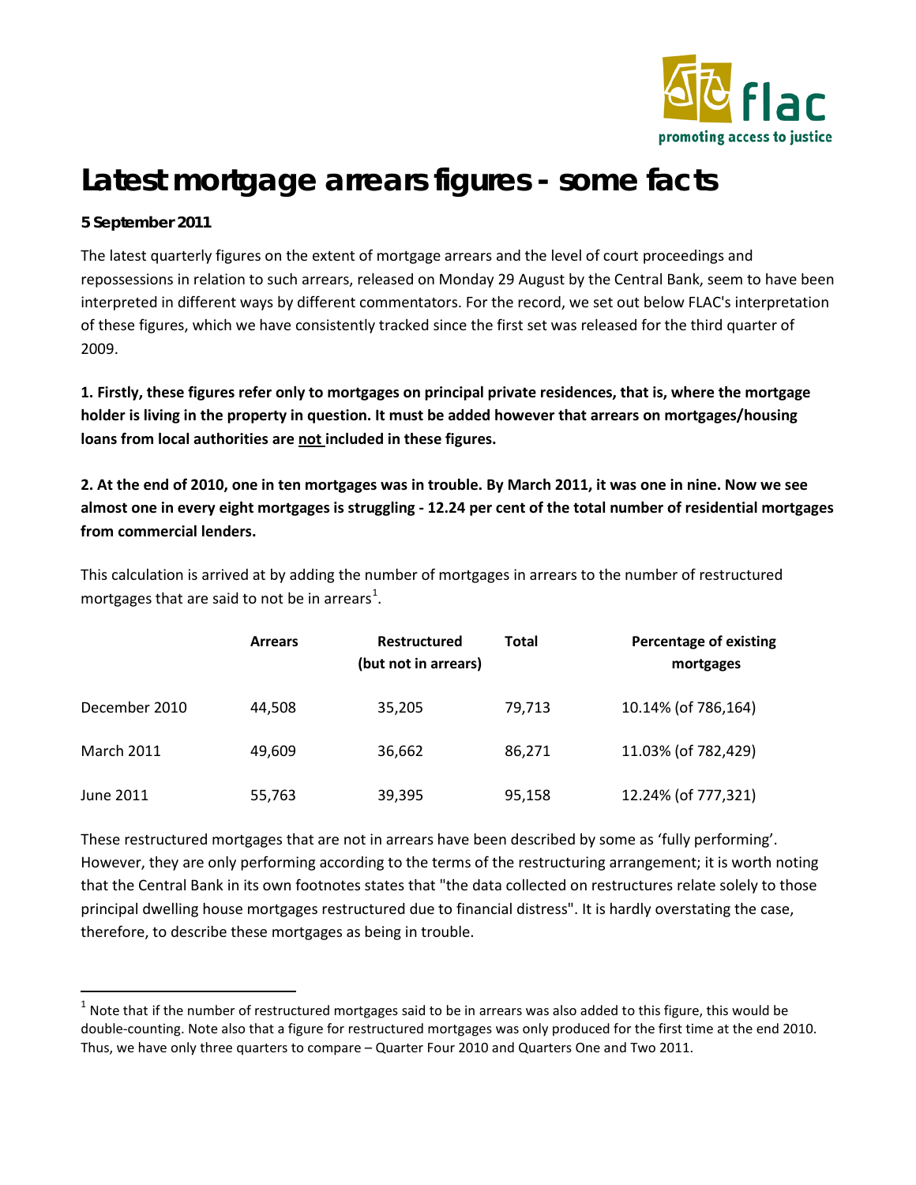# Latest mortgage arrears figures - some facts

**5 September 2011**

The latest quarterly figures on the extent of mortgage arrears and the level of court proceedings and repossessions in relation to such arrears, released on Monday 29 August by the Central Bank, seem to have been interpreted in different ways by different commentators. For the record, we set out below FLAC's interpretation of these figures, which we have consistently tracked since the first set was released for the third quarter of 2009.

**1. Firstly, these figures refer only to mortgages on principal private residences, that is, where the mortgage holder is living in the property in question. It must be added however that arrears on mortgages/housing loans from local authorities are not included in these figures.**

**2. At the end of 2010, one in ten mortgages was in trouble. By March 2011, it was one in nine. Now we see almost one in every eight mortgages is struggling - 12.24 per cent of the total number of residential mortgages from commercial lenders.**

This calculation is arrived at by adding the number of mortgages in arrears to the number of restructured mortgages that are said to not be in arrears[1].

| | Arrears | Restructured (but not in arrears) | Total | Percentage of existing mortgages |
|---|---|---|---|---|
| December 2010 | 44,508 | 35,205 | 79,713 | 10.14% (of 786,164) |
| March 2011 | 49,609 | 36,662 | 86,271 | 11.03% (of 782,429) |
| June 2011 | 55,763 | 39,395 | 95,158 | 12.24% (of 777,321) |

These restructured mortgages that are not in arrears have been described by some as 'fully performing'. However, they are only performing according to the terms of the restructuring arrangement; it is worth noting that the Central Bank in its own footnotes states that "the data collected on restructures relate solely to those principal dwelling house mortgages restructured due to financial distress". It is hardly overstating the case, therefore, to describe these mortgages as being in trouble.

[1] Note that if the number of restructured mortgages said to be in arrears was also added to this figure, this would be double-counting. Note also that a figure for restructured mortgages was only produced for the first time at the end 2010. Thus, we have only three quarters to compare – Quarter Four 2010 and Quarters One and Two 2011.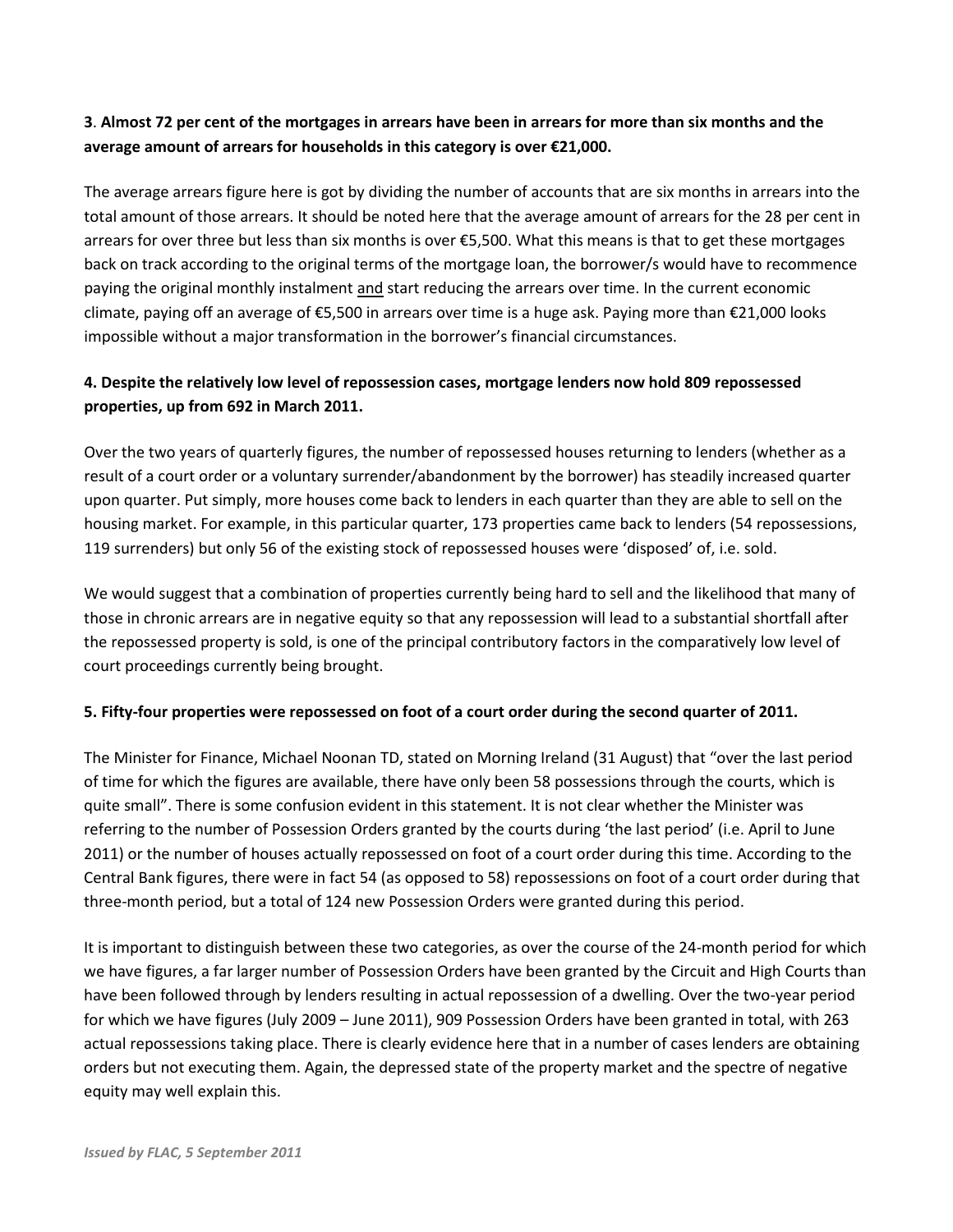**3**. **Almost 72 per cent of the mortgages in arrears have been in arrears for more than six months and the average amount of arrears for households in this category is over €21,000.**

The average arrears figure here is got by dividing the number of accounts that are six months in arrears into the total amount of those arrears. It should be noted here that the average amount of arrears for the 28 per cent in arrears for over three but less than six months is over €5,500. What this means is that to get these mortgages back on track according to the original terms of the mortgage loan, the borrower/s would have to recommence paying the original monthly instalment and start reducing the arrears over time. In the current economic climate, paying off an average of €5,500 in arrears over time is a huge ask. Paying more than €21,000 looks impossible without a major transformation in the borrower's financial circumstances.

**4. Despite the relatively low level of repossession cases, mortgage lenders now hold 809 repossessed properties, up from 692 in March 2011.**

Over the two years of quarterly figures, the number of repossessed houses returning to lenders (whether as a result of a court order or a voluntary surrender/abandonment by the borrower) has steadily increased quarter upon quarter. Put simply, more houses come back to lenders in each quarter than they are able to sell on the housing market. For example, in this particular quarter, 173 properties came back to lenders (54 repossessions, 119 surrenders) but only 56 of the existing stock of repossessed houses were 'disposed' of, i.e. sold.

We would suggest that a combination of properties currently being hard to sell and the likelihood that many of those in chronic arrears are in negative equity so that any repossession will lead to a substantial shortfall after the repossessed property is sold, is one of the principal contributory factors in the comparatively low level of court proceedings currently being brought.

**5. Fifty-four properties were repossessed on foot of a court order during the second quarter of 2011.**

The Minister for Finance, Michael Noonan TD, stated on Morning Ireland (31 August) that "over the last period of time for which the figures are available, there have only been 58 possessions through the courts, which is quite small". There is some confusion evident in this statement. It is not clear whether the Minister was referring to the number of Possession Orders granted by the courts during 'the last period' (i.e. April to June 2011) or the number of houses actually repossessed on foot of a court order during this time. According to the Central Bank figures, there were in fact 54 (as opposed to 58) repossessions on foot of a court order during that three-month period, but a total of 124 new Possession Orders were granted during this period.

It is important to distinguish between these two categories, as over the course of the 24-month period for which we have figures, a far larger number of Possession Orders have been granted by the Circuit and High Courts than have been followed through by lenders resulting in actual repossession of a dwelling. Over the two-year period for which we have figures (July 2009 – June 2011), 909 Possession Orders have been granted in total, with 263 actual repossessions taking place. There is clearly evidence here that in a number of cases lenders are obtaining orders but not executing them. Again, the depressed state of the property market and the spectre of negative equity may well explain this.

***Issued by FLAC, 5 September 2011***